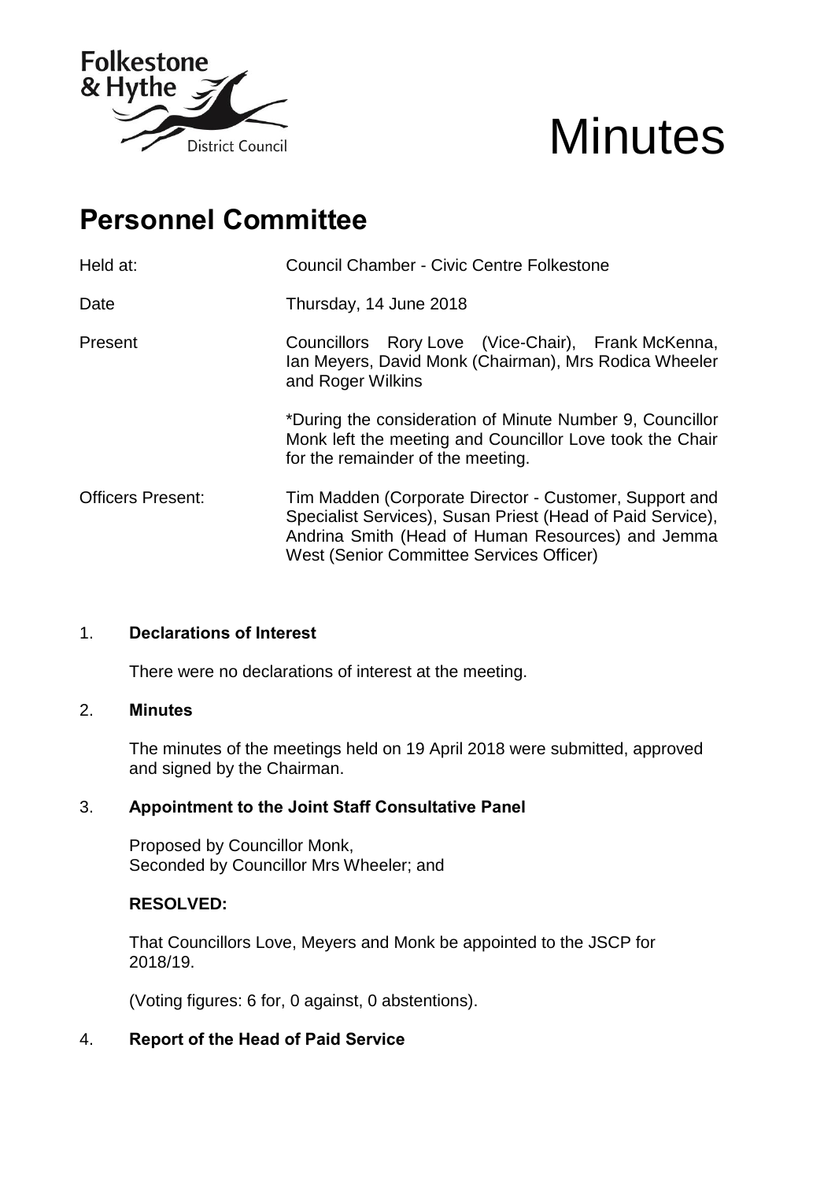# Minutes

## Personnel Committee

| | |
|---|---|
| Held at: | Council Chamber - Civic Centre Folkestone |
| Date | Thursday, 14 June 2018 |
| Present | Councillors Rory Love (Vice-Chair), Frank McKenna, Ian Meyers, David Monk (Chairman), Mrs Rodica Wheeler and Roger Wilkins<br><br>*During the consideration of Minute Number 9, Councillor Monk left the meeting and Councillor Love took the Chair for the remainder of the meeting. |
| Officers Present: | Tim Madden (Corporate Director - Customer, Support and Specialist Services), Susan Priest (Head of Paid Service), Andrina Smith (Head of Human Resources) and Jemma West (Senior Committee Services Officer) |

1. **Declarations of Interest**

   There were no declarations of interest at the meeting.

2. **Minutes**

   The minutes of the meetings held on 19 April 2018 were submitted, approved and signed by the Chairman.

3. **Appointment to the Joint Staff Consultative Panel**

   Proposed by Councillor Monk,
   Seconded by Councillor Mrs Wheeler; and

   **RESOLVED:**

   That Councillors Love, Meyers and Monk be appointed to the JSCP for 2018/19.

   (Voting figures: 6 for, 0 against, 0 abstentions).

4. **Report of the Head of Paid Service**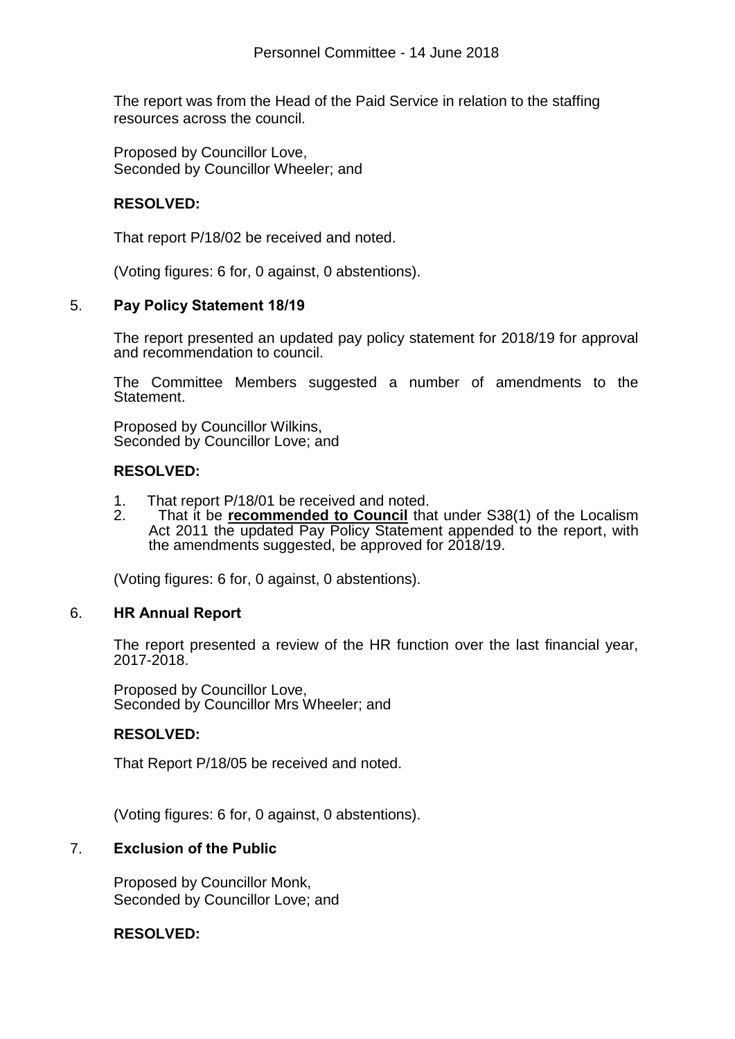The report was from the Head of the Paid Service in relation to the staffing resources across the council.

Proposed by Councillor Love,
Seconded by Councillor Wheeler; and

**RESOLVED:**

That report P/18/02 be received and noted.

(Voting figures: 6 for, 0 against, 0 abstentions).

## 5. Pay Policy Statement 18/19

The report presented an updated pay policy statement for 2018/19 for approval and recommendation to council.

The Committee Members suggested a number of amendments to the Statement.

Proposed by Councillor Wilkins,
Seconded by Councillor Love; and

**RESOLVED:**

1. That report P/18/01 be received and noted.
2. That it be **recommended to Council** that under S38(1) of the Localism Act 2011 the updated Pay Policy Statement appended to the report, with the amendments suggested, be approved for 2018/19.

(Voting figures: 6 for, 0 against, 0 abstentions).

## 6. HR Annual Report

The report presented a review of the HR function over the last financial year, 2017-2018.

Proposed by Councillor Love,
Seconded by Councillor Mrs Wheeler; and

**RESOLVED:**

That Report P/18/05 be received and noted.

(Voting figures: 6 for, 0 against, 0 abstentions).

## 7. Exclusion of the Public

Proposed by Councillor Monk,
Seconded by Councillor Love; and

**RESOLVED:**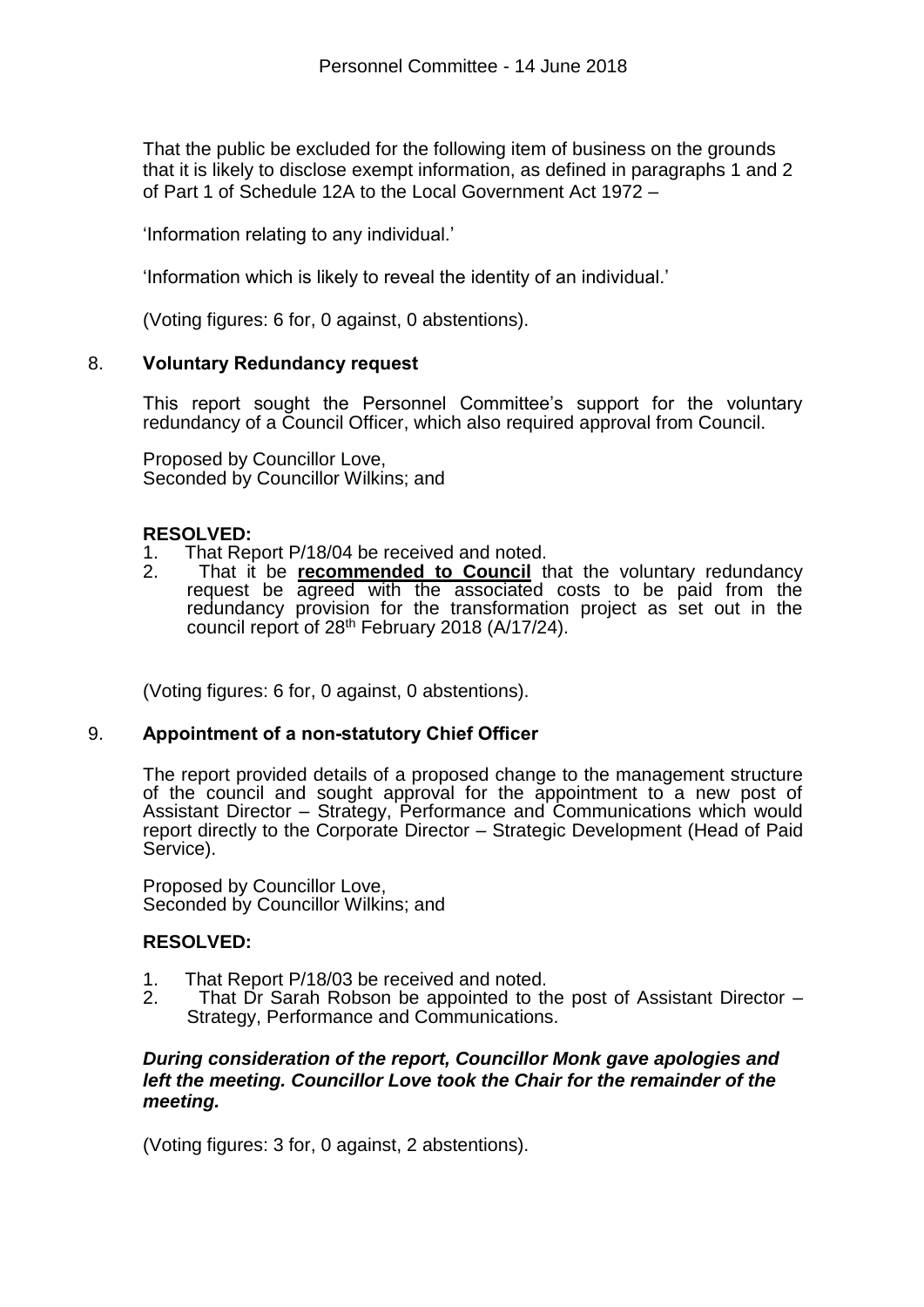That the public be excluded for the following item of business on the grounds that it is likely to disclose exempt information, as defined in paragraphs 1 and 2 of Part 1 of Schedule 12A to the Local Government Act 1972 –

'Information relating to any individual.'

'Information which is likely to reveal the identity of an individual.'

(Voting figures: 6 for, 0 against, 0 abstentions).

## 8. Voluntary Redundancy request

This report sought the Personnel Committee's support for the voluntary redundancy of a Council Officer, which also required approval from Council.

Proposed by Councillor Love,
Seconded by Councillor Wilkins; and

**RESOLVED:**

1. That Report P/18/04 be received and noted.
2. That it be **recommended to Council** that the voluntary redundancy request be agreed with the associated costs to be paid from the redundancy provision for the transformation project as set out in the council report of 28th February 2018 (A/17/24).

(Voting figures: 6 for, 0 against, 0 abstentions).

## 9. Appointment of a non-statutory Chief Officer

The report provided details of a proposed change to the management structure of the council and sought approval for the appointment to a new post of Assistant Director – Strategy, Performance and Communications which would report directly to the Corporate Director – Strategic Development (Head of Paid Service).

Proposed by Councillor Love,
Seconded by Councillor Wilkins; and

**RESOLVED:**

1. That Report P/18/03 be received and noted.
2. That Dr Sarah Robson be appointed to the post of Assistant Director – Strategy, Performance and Communications.

***During consideration of the report, Councillor Monk gave apologies and left the meeting. Councillor Love took the Chair for the remainder of the meeting.***

(Voting figures: 3 for, 0 against, 2 abstentions).